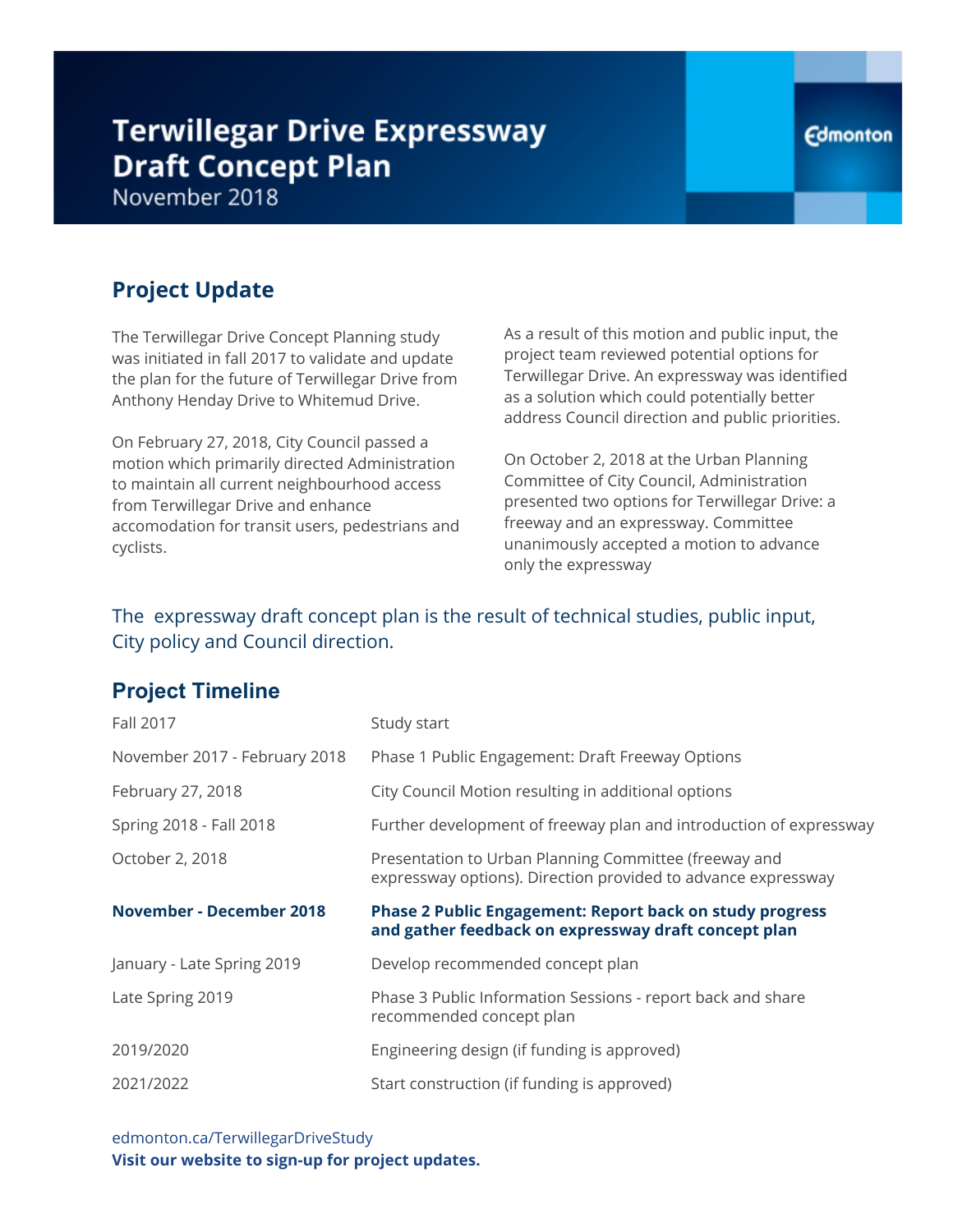# Terwillegar Drive Expressway Draft Concept Plan

November 2018

Edmonton

## Project Update

The Terwillegar Drive Concept Planning study was initiated in fall 2017 to validate and update the plan for the future of Terwillegar Drive from Anthony Henday Drive to Whitemud Drive.

On February 27, 2018, City Council passed a motion which primarily directed Administration to maintain all current neighbourhood access from Terwillegar Drive and enhance accomodation for transit users, pedestrians and cyclists.

As a result of this motion and public input, the project team reviewed potential options for Terwillegar Drive. An expressway was identified as a solution which could potentially better address Council direction and public priorities.

On October 2, 2018 at the Urban Planning Committee of City Council, Administration presented two options for Terwillegar Drive: a freeway and an expressway. Committee unanimously accepted a motion to advance only the expressway

The expressway draft concept plan is the result of technical studies, public input, City policy and Council direction.

## Project Timeline

| | |
|---|---|
| Fall 2017 | Study start |
| November 2017 - February 2018 | Phase 1 Public Engagement: Draft Freeway Options |
| February 27, 2018 | City Council Motion resulting in additional options |
| Spring 2018 - Fall 2018 | Further development of freeway plan and introduction of expressway |
| October 2, 2018 | Presentation to Urban Planning Committee (freeway and expressway options). Direction provided to advance expressway |
| **November - December 2018** | **Phase 2 Public Engagement: Report back on study progress and gather feedback on expressway draft concept plan** |
| January - Late Spring 2019 | Develop recommended concept plan |
| Late Spring 2019 | Phase 3 Public Information Sessions - report back and share recommended concept plan |
| 2019/2020 | Engineering design (if funding is approved) |
| 2021/2022 | Start construction (if funding is approved) |

edmonton.ca/TerwillegarDriveStudy

**Visit our website to sign-up for project updates.**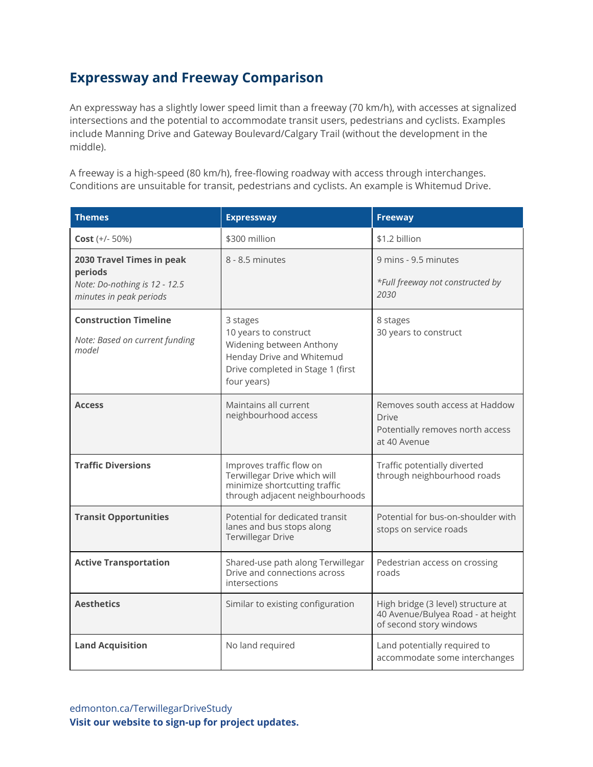## Expressway and Freeway Comparison

An expressway has a slightly lower speed limit than a freeway (70 km/h), with accesses at signalized intersections and the potential to accommodate transit users, pedestrians and cyclists. Examples include Manning Drive and Gateway Boulevard/Calgary Trail (without the development in the middle).

A freeway is a high-speed (80 km/h), free-flowing roadway with access through interchanges. Conditions are unsuitable for transit, pedestrians and cyclists. An example is Whitemud Drive.

| Themes | Expressway | Freeway |
|---|---|---|
| **Cost** (+/- 50%) | $300 million | $1.2 billion |
| **2030 Travel Times in peak periods** *Note: Do-nothing is 12 - 12.5 minutes in peak periods* | 8 - 8.5 minutes | 9 mins - 9.5 minutes *\*Full freeway not constructed by 2030* |
| **Construction Timeline** *Note: Based on current funding model* | 3 stages<br>10 years to construct<br>Widening between Anthony Henday Drive and Whitemud Drive completed in Stage 1 (first four years) | 8 stages<br>30 years to construct |
| **Access** | Maintains all current neighbourhood access | Removes south access at Haddow Drive<br>Potentially removes north access at 40 Avenue |
| **Traffic Diversions** | Improves traffic flow on Terwillegar Drive which will minimize shortcutting traffic through adjacent neighbourhoods | Traffic potentially diverted through neighbourhood roads |
| **Transit Opportunities** | Potential for dedicated transit lanes and bus stops along Terwillegar Drive | Potential for bus-on-shoulder with stops on service roads |
| **Active Transportation** | Shared-use path along Terwillegar Drive and connections across intersections | Pedestrian access on crossing roads |
| **Aesthetics** | Similar to existing configuration | High bridge (3 level) structure at 40 Avenue/Bulyea Road - at height of second story windows |
| **Land Acquisition** | No land required | Land potentially required to accommodate some interchanges |

edmonton.ca/TerwillegarDriveStudy
**Visit our website to sign-up for project updates.**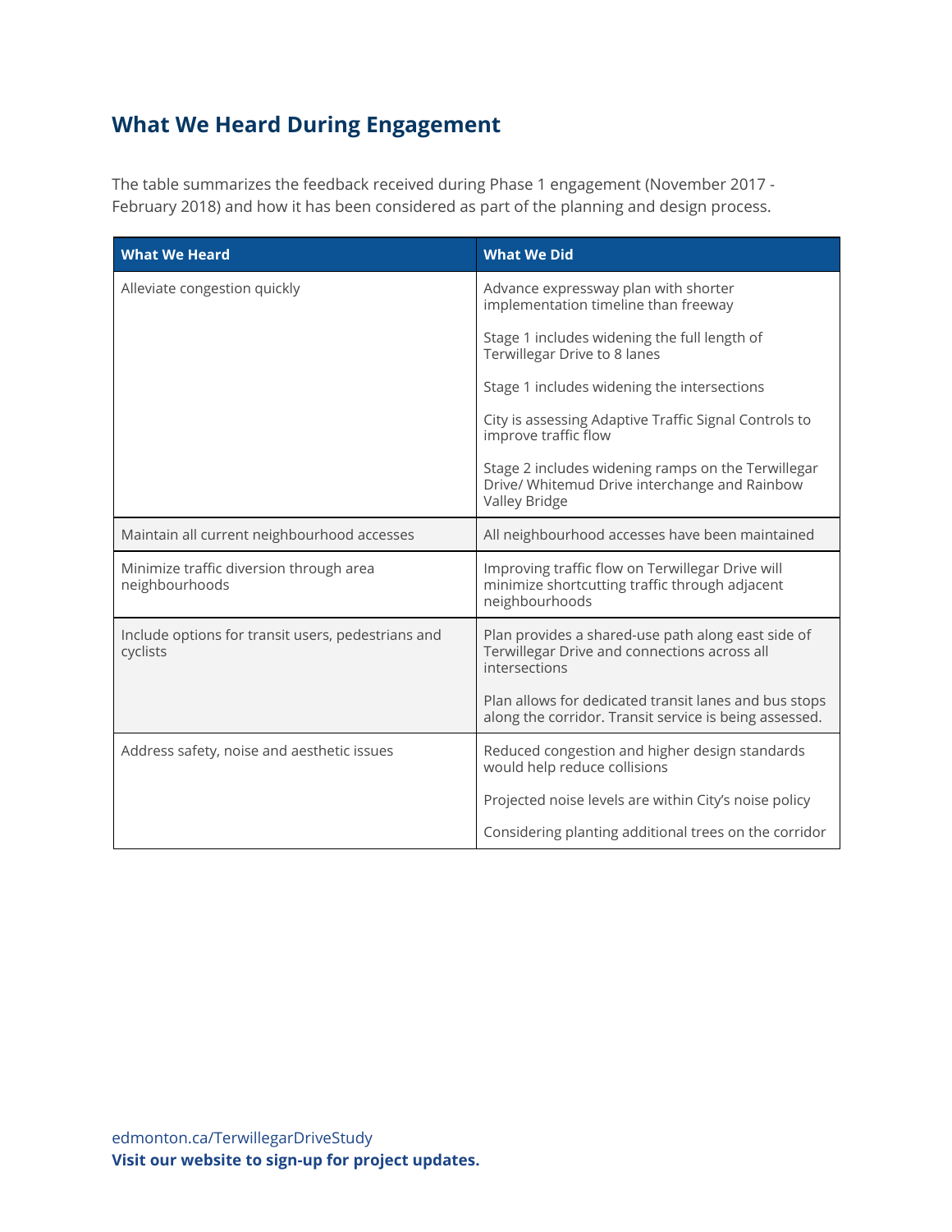## What We Heard During Engagement

The table summarizes the feedback received during Phase 1 engagement (November 2017 - February 2018) and how it has been considered as part of the planning and design process.

| What We Heard | What We Did |
| --- | --- |
| Alleviate congestion quickly | Advance expressway plan with shorter implementation timeline than freeway<br><br>Stage 1 includes widening the full length of Terwillegar Drive to 8 lanes<br><br>Stage 1 includes widening the intersections<br><br>City is assessing Adaptive Traffic Signal Controls to improve traffic flow<br><br>Stage 2 includes widening ramps on the Terwillegar Drive/ Whitemud Drive interchange and Rainbow Valley Bridge |
| Maintain all current neighbourhood accesses | All neighbourhood accesses have been maintained |
| Minimize traffic diversion through area neighbourhoods | Improving traffic flow on Terwillegar Drive will minimize shortcutting traffic through adjacent neighbourhoods |
| Include options for transit users, pedestrians and cyclists | Plan provides a shared-use path along east side of Terwillegar Drive and connections across all intersections<br><br>Plan allows for dedicated transit lanes and bus stops along the corridor. Transit service is being assessed. |
| Address safety, noise and aesthetic issues | Reduced congestion and higher design standards would help reduce collisions<br><br>Projected noise levels are within City's noise policy<br><br>Considering planting additional trees on the corridor |

edmonton.ca/TerwillegarDriveStudy
**Visit our website to sign-up for project updates.**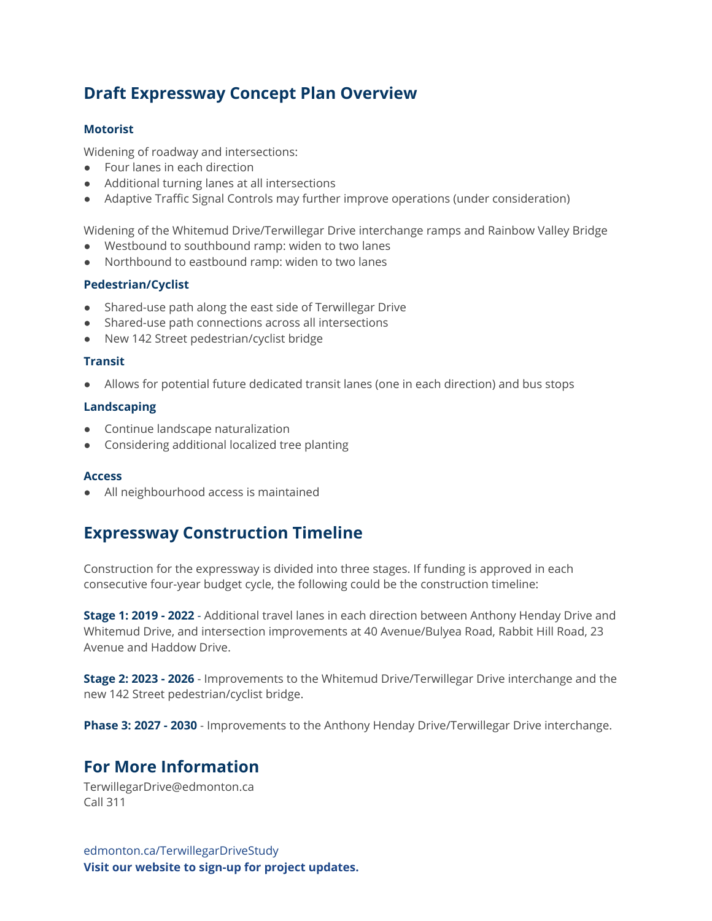## Draft Expressway Concept Plan Overview

### Motorist

Widening of roadway and intersections:

- Four lanes in each direction
- Additional turning lanes at all intersections
- Adaptive Traffic Signal Controls may further improve operations (under consideration)

Widening of the Whitemud Drive/Terwillegar Drive interchange ramps and Rainbow Valley Bridge

- Westbound to southbound ramp: widen to two lanes
- Northbound to eastbound ramp: widen to two lanes

### Pedestrian/Cyclist

- Shared-use path along the east side of Terwillegar Drive
- Shared-use path connections across all intersections
- New 142 Street pedestrian/cyclist bridge

### Transit

- Allows for potential future dedicated transit lanes (one in each direction) and bus stops

### Landscaping

- Continue landscape naturalization
- Considering additional localized tree planting

### Access

- All neighbourhood access is maintained

## Expressway Construction Timeline

Construction for the expressway is divided into three stages. If funding is approved in each consecutive four-year budget cycle, the following could be the construction timeline:

**Stage 1: 2019 - 2022** - Additional travel lanes in each direction between Anthony Henday Drive and Whitemud Drive, and intersection improvements at 40 Avenue/Bulyea Road, Rabbit Hill Road, 23 Avenue and Haddow Drive.

**Stage 2: 2023 - 2026** - Improvements to the Whitemud Drive/Terwillegar Drive interchange and the new 142 Street pedestrian/cyclist bridge.

**Phase 3: 2027 - 2030** - Improvements to the Anthony Henday Drive/Terwillegar Drive interchange.

## For More Information

TerwillegarDrive@edmonton.ca
Call 311

edmonton.ca/TerwillegarDriveStudy
**Visit our website to sign-up for project updates.**